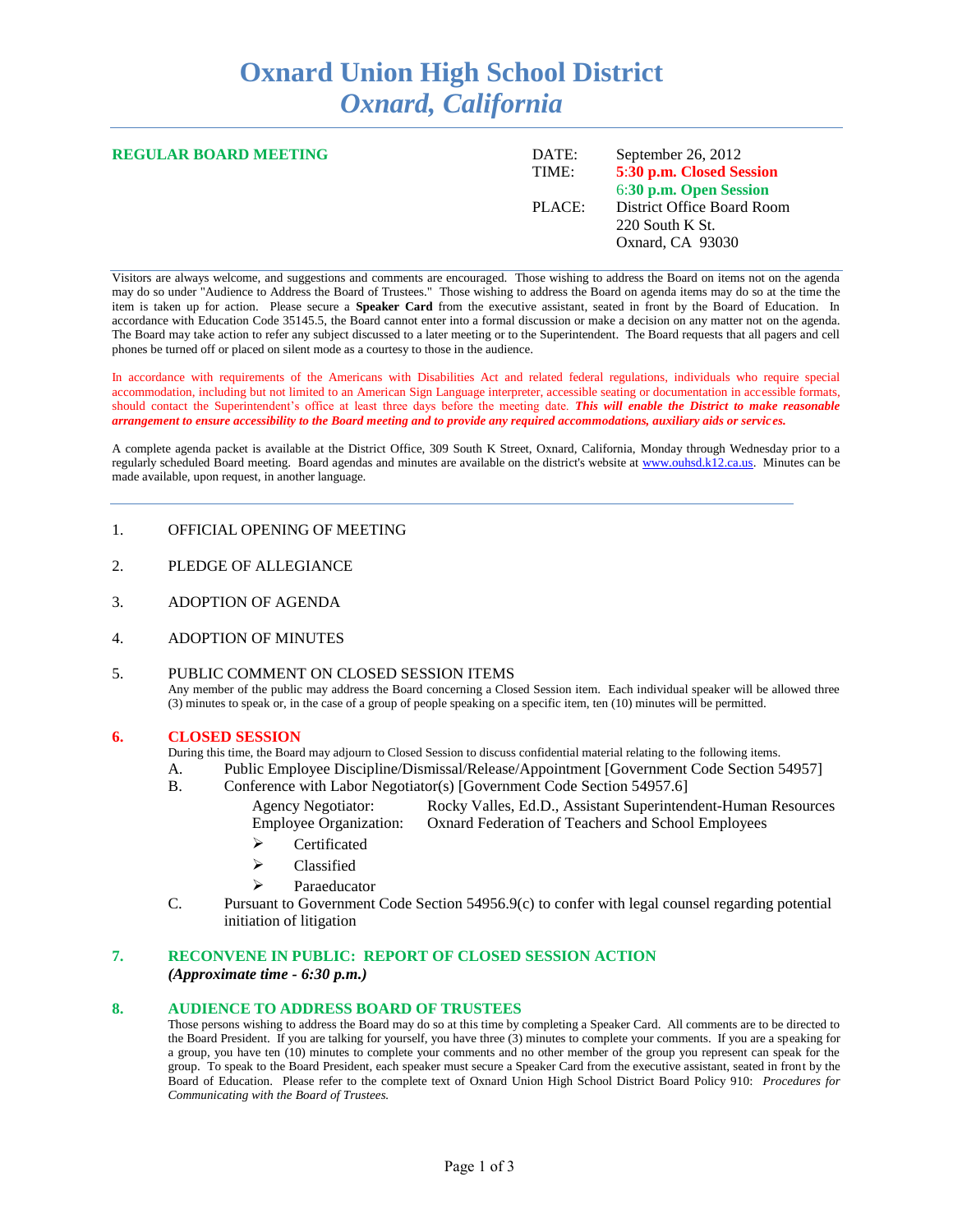# Oxnard Union High School District
## *Oxnard, California*

**REGULAR BOARD MEETING**

| | |
|---|---|
| DATE: | September 26, 2012 |
| TIME: | **5:30 p.m. Closed Session** |
| | **6:30 p.m. Open Session** |
| PLACE: | District Office Board Room |
| | 220 South K St. |
| | Oxnard, CA 93030 |

Visitors are always welcome, and suggestions and comments are encouraged. Those wishing to address the Board on items not on the agenda may do so under "Audience to Address the Board of Trustees." Those wishing to address the Board on agenda items may do so at the time the item is taken up for action. Please secure a **Speaker Card** from the executive assistant, seated in front by the Board of Education. In accordance with Education Code 35145.5, the Board cannot enter into a formal discussion or make a decision on any matter not on the agenda. The Board may take action to refer any subject discussed to a later meeting or to the Superintendent. The Board requests that all pagers and cell phones be turned off or placed on silent mode as a courtesy to those in the audience.

In accordance with requirements of the Americans with Disabilities Act and related federal regulations, individuals who require special accommodation, including but not limited to an American Sign Language interpreter, accessible seating or documentation in accessible formats, should contact the Superintendent's office at least three days before the meeting date. ***This will enable the District to make reasonable arrangement to ensure accessibility to the Board meeting and to provide any required accommodations, auxiliary aids or services.***

A complete agenda packet is available at the District Office, 309 South K Street, Oxnard, California, Monday through Wednesday prior to a regularly scheduled Board meeting. Board agendas and minutes are available on the district's website at www.ouhsd.k12.ca.us. Minutes can be made available, upon request, in another language.

---

1. OFFICIAL OPENING OF MEETING

2. PLEDGE OF ALLEGIANCE

3. ADOPTION OF AGENDA

4. ADOPTION OF MINUTES

5. PUBLIC COMMENT ON CLOSED SESSION ITEMS
   Any member of the public may address the Board concerning a Closed Session item. Each individual speaker will be allowed three (3) minutes to speak or, in the case of a group of people speaking on a specific item, ten (10) minutes will be permitted.

**6. CLOSED SESSION**

During this time, the Board may adjourn to Closed Session to discuss confidential material relating to the following items.

A. Public Employee Discipline/Dismissal/Release/Appointment [Government Code Section 54957]

B. Conference with Labor Negotiator(s) [Government Code Section 54957.6]

   Agency Negotiator: Rocky Valles, Ed.D., Assistant Superintendent-Human Resources
   Employee Organization: Oxnard Federation of Teachers and School Employees

   - Certificated
   - Classified
   - Paraeducator

C. Pursuant to Government Code Section 54956.9(c) to confer with legal counsel regarding potential initiation of litigation

**7. RECONVENE IN PUBLIC: REPORT OF CLOSED SESSION ACTION**
***(Approximate time - 6:30 p.m.)***

**8. AUDIENCE TO ADDRESS BOARD OF TRUSTEES**

Those persons wishing to address the Board may do so at this time by completing a Speaker Card. All comments are to be directed to the Board President. If you are talking for yourself, you have three (3) minutes to complete your comments. If you are a speaking for a group, you have ten (10) minutes to complete your comments and no other member of the group you represent can speak for the group. To speak to the Board President, each speaker must secure a Speaker Card from the executive assistant, seated in front by the Board of Education. Please refer to the complete text of Oxnard Union High School District Board Policy 910: *Procedures for Communicating with the Board of Trustees.*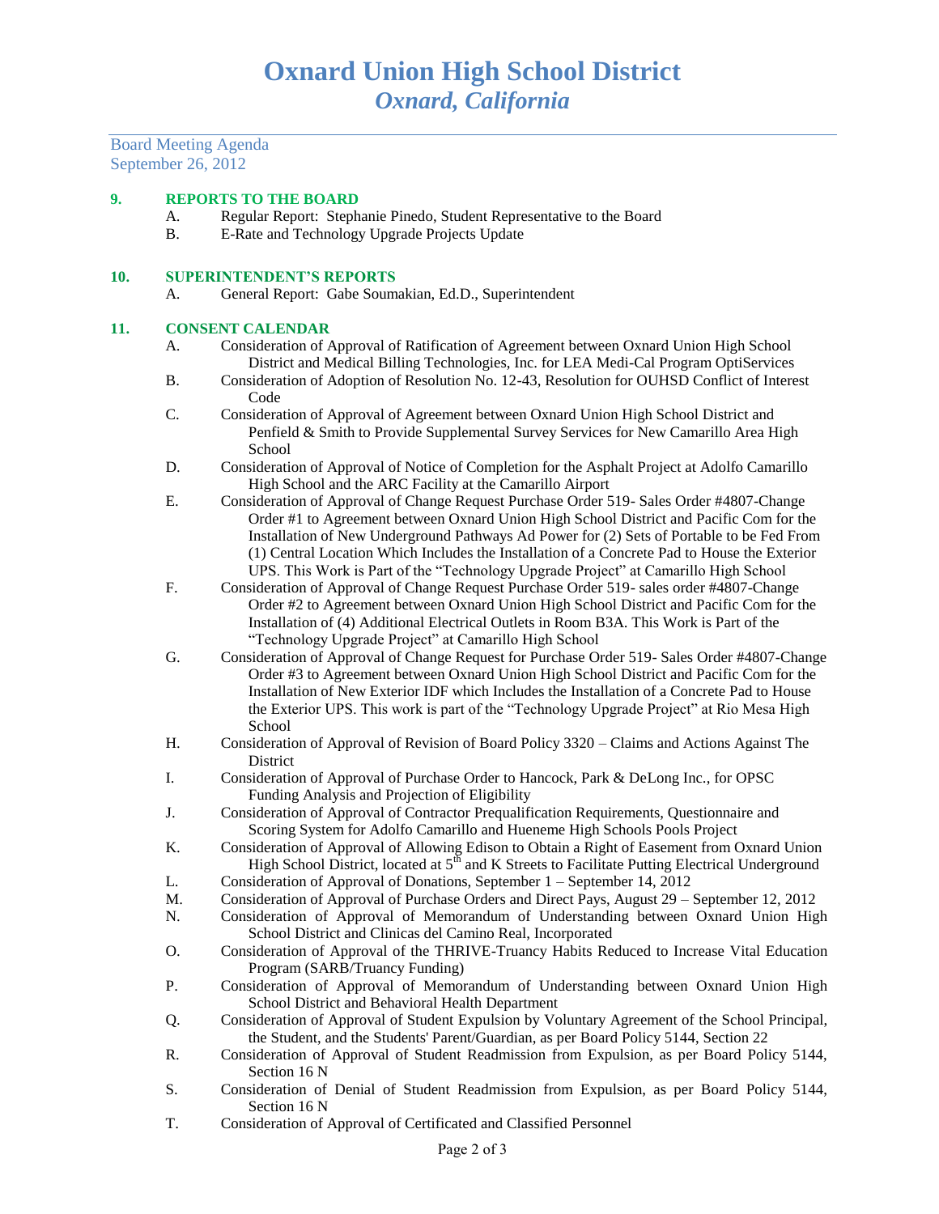# Oxnard Union High School District
## *Oxnard, California*

Board Meeting Agenda
September 26, 2012

**9. REPORTS TO THE BOARD**

A. Regular Report: Stephanie Pinedo, Student Representative to the Board

B. E-Rate and Technology Upgrade Projects Update

**10. SUPERINTENDENT'S REPORTS**

A. General Report: Gabe Soumakian, Ed.D., Superintendent

**11. CONSENT CALENDAR**

A. Consideration of Approval of Ratification of Agreement between Oxnard Union High School District and Medical Billing Technologies, Inc. for LEA Medi-Cal Program OptiServices

B. Consideration of Adoption of Resolution No. 12-43, Resolution for OUHSD Conflict of Interest Code

C. Consideration of Approval of Agreement between Oxnard Union High School District and Penfield & Smith to Provide Supplemental Survey Services for New Camarillo Area High School

D. Consideration of Approval of Notice of Completion for the Asphalt Project at Adolfo Camarillo High School and the ARC Facility at the Camarillo Airport

E. Consideration of Approval of Change Request Purchase Order 519- Sales Order #4807-Change Order #1 to Agreement between Oxnard Union High School District and Pacific Com for the Installation of New Underground Pathways Ad Power for (2) Sets of Portable to be Fed From (1) Central Location Which Includes the Installation of a Concrete Pad to House the Exterior UPS. This Work is Part of the "Technology Upgrade Project" at Camarillo High School

F. Consideration of Approval of Change Request Purchase Order 519- sales order #4807-Change Order #2 to Agreement between Oxnard Union High School District and Pacific Com for the Installation of (4) Additional Electrical Outlets in Room B3A. This Work is Part of the "Technology Upgrade Project" at Camarillo High School

G. Consideration of Approval of Change Request for Purchase Order 519- Sales Order #4807-Change Order #3 to Agreement between Oxnard Union High School District and Pacific Com for the Installation of New Exterior IDF which Includes the Installation of a Concrete Pad to House the Exterior UPS. This work is part of the "Technology Upgrade Project" at Rio Mesa High School

H. Consideration of Approval of Revision of Board Policy 3320 – Claims and Actions Against The District

I. Consideration of Approval of Purchase Order to Hancock, Park & DeLong Inc., for OPSC Funding Analysis and Projection of Eligibility

J. Consideration of Approval of Contractor Prequalification Requirements, Questionnaire and Scoring System for Adolfo Camarillo and Hueneme High Schools Pools Project

K. Consideration of Approval of Allowing Edison to Obtain a Right of Easement from Oxnard Union High School District, located at 5th and K Streets to Facilitate Putting Electrical Underground

L. Consideration of Approval of Donations, September 1 – September 14, 2012

M. Consideration of Approval of Purchase Orders and Direct Pays, August 29 – September 12, 2012

N. Consideration of Approval of Memorandum of Understanding between Oxnard Union High School District and Clinicas del Camino Real, Incorporated

O. Consideration of Approval of the THRIVE-Truancy Habits Reduced to Increase Vital Education Program (SARB/Truancy Funding)

P. Consideration of Approval of Memorandum of Understanding between Oxnard Union High School District and Behavioral Health Department

Q. Consideration of Approval of Student Expulsion by Voluntary Agreement of the School Principal, the Student, and the Students' Parent/Guardian, as per Board Policy 5144, Section 22

R. Consideration of Approval of Student Readmission from Expulsion, as per Board Policy 5144, Section 16 N

S. Consideration of Denial of Student Readmission from Expulsion, as per Board Policy 5144, Section 16 N

T. Consideration of Approval of Certificated and Classified Personnel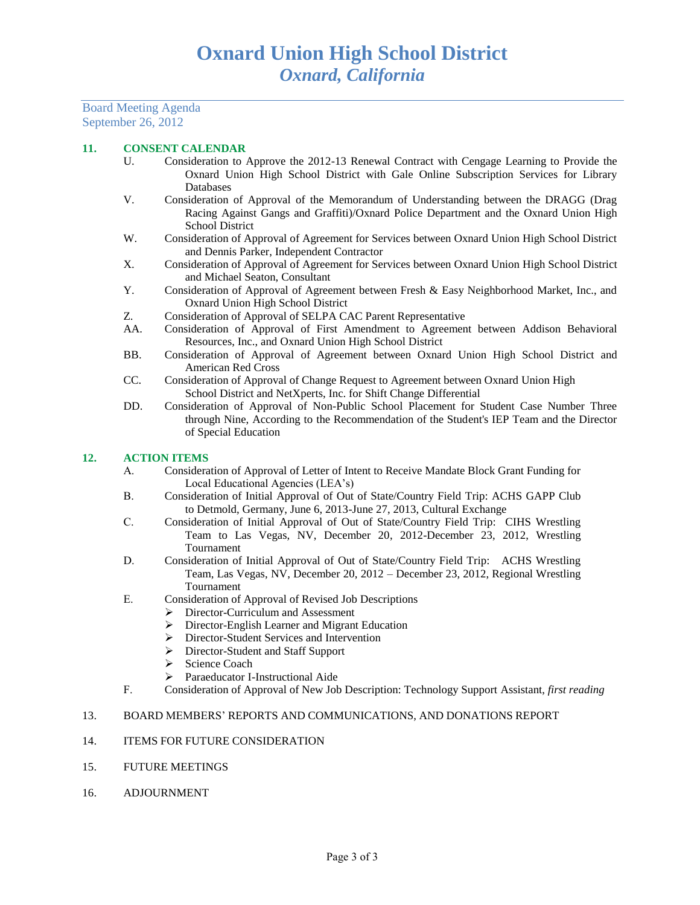# Oxnard Union High School District
## *Oxnard, California*

Board Meeting Agenda
September 26, 2012

**11. CONSENT CALENDAR**

U. Consideration to Approve the 2012-13 Renewal Contract with Cengage Learning to Provide the Oxnard Union High School District with Gale Online Subscription Services for Library Databases

V. Consideration of Approval of the Memorandum of Understanding between the DRAGG (Drag Racing Against Gangs and Graffiti)/Oxnard Police Department and the Oxnard Union High School District

W. Consideration of Approval of Agreement for Services between Oxnard Union High School District and Dennis Parker, Independent Contractor

X. Consideration of Approval of Agreement for Services between Oxnard Union High School District and Michael Seaton, Consultant

Y. Consideration of Approval of Agreement between Fresh & Easy Neighborhood Market, Inc., and Oxnard Union High School District

Z. Consideration of Approval of SELPA CAC Parent Representative

AA. Consideration of Approval of First Amendment to Agreement between Addison Behavioral Resources, Inc., and Oxnard Union High School District

BB. Consideration of Approval of Agreement between Oxnard Union High School District and American Red Cross

CC. Consideration of Approval of Change Request to Agreement between Oxnard Union High School District and NetXperts, Inc. for Shift Change Differential

DD. Consideration of Approval of Non-Public School Placement for Student Case Number Three through Nine, According to the Recommendation of the Student's IEP Team and the Director of Special Education

**12. ACTION ITEMS**

A. Consideration of Approval of Letter of Intent to Receive Mandate Block Grant Funding for Local Educational Agencies (LEA's)

B. Consideration of Initial Approval of Out of State/Country Field Trip: ACHS GAPP Club to Detmold, Germany, June 6, 2013-June 27, 2013, Cultural Exchange

C. Consideration of Initial Approval of Out of State/Country Field Trip: CIHS Wrestling Team to Las Vegas, NV, December 20, 2012-December 23, 2012, Wrestling Tournament

D. Consideration of Initial Approval of Out of State/Country Field Trip: ACHS Wrestling Team, Las Vegas, NV, December 20, 2012 – December 23, 2012, Regional Wrestling Tournament

E. Consideration of Approval of Revised Job Descriptions
- Director-Curriculum and Assessment
- Director-English Learner and Migrant Education
- Director-Student Services and Intervention
- Director-Student and Staff Support
- Science Coach
- Paraeducator I-Instructional Aide

F. Consideration of Approval of New Job Description: Technology Support Assistant, *first reading*

13. BOARD MEMBERS' REPORTS AND COMMUNICATIONS, AND DONATIONS REPORT

14. ITEMS FOR FUTURE CONSIDERATION

15. FUTURE MEETINGS

16. ADJOURNMENT